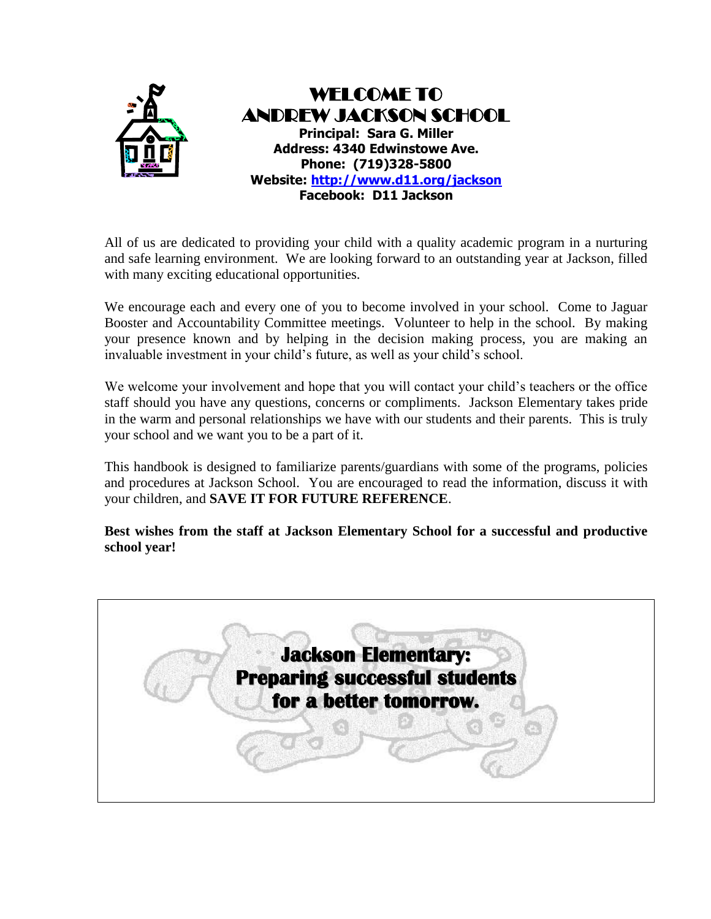# WELCOME TO ANDREW JACKSON SCHOOL

**Principal: Sara G. Miller**
**Address: 4340 Edwinstowe Ave.**
**Phone: (719)328-5800**
**Website: [http://www.d11.org/jackson](http://www.d11.org/jackson)**
**Facebook: D11 Jackson**

All of us are dedicated to providing your child with a quality academic program in a nurturing and safe learning environment. We are looking forward to an outstanding year at Jackson, filled with many exciting educational opportunities.

We encourage each and every one of you to become involved in your school. Come to Jaguar Booster and Accountability Committee meetings. Volunteer to help in the school. By making your presence known and by helping in the decision making process, you are making an invaluable investment in your child's future, as well as your child's school.

We welcome your involvement and hope that you will contact your child's teachers or the office staff should you have any questions, concerns or compliments. Jackson Elementary takes pride in the warm and personal relationships we have with our students and their parents. This is truly your school and we want you to be a part of it.

This handbook is designed to familiarize parents/guardians with some of the programs, policies and procedures at Jackson School. You are encouraged to read the information, discuss it with your children, and **SAVE IT FOR FUTURE REFERENCE**.

**Best wishes from the staff at Jackson Elementary School for a successful and productive school year!**

**Jackson Elementary:**
**Preparing successful students for a better tomorrow.**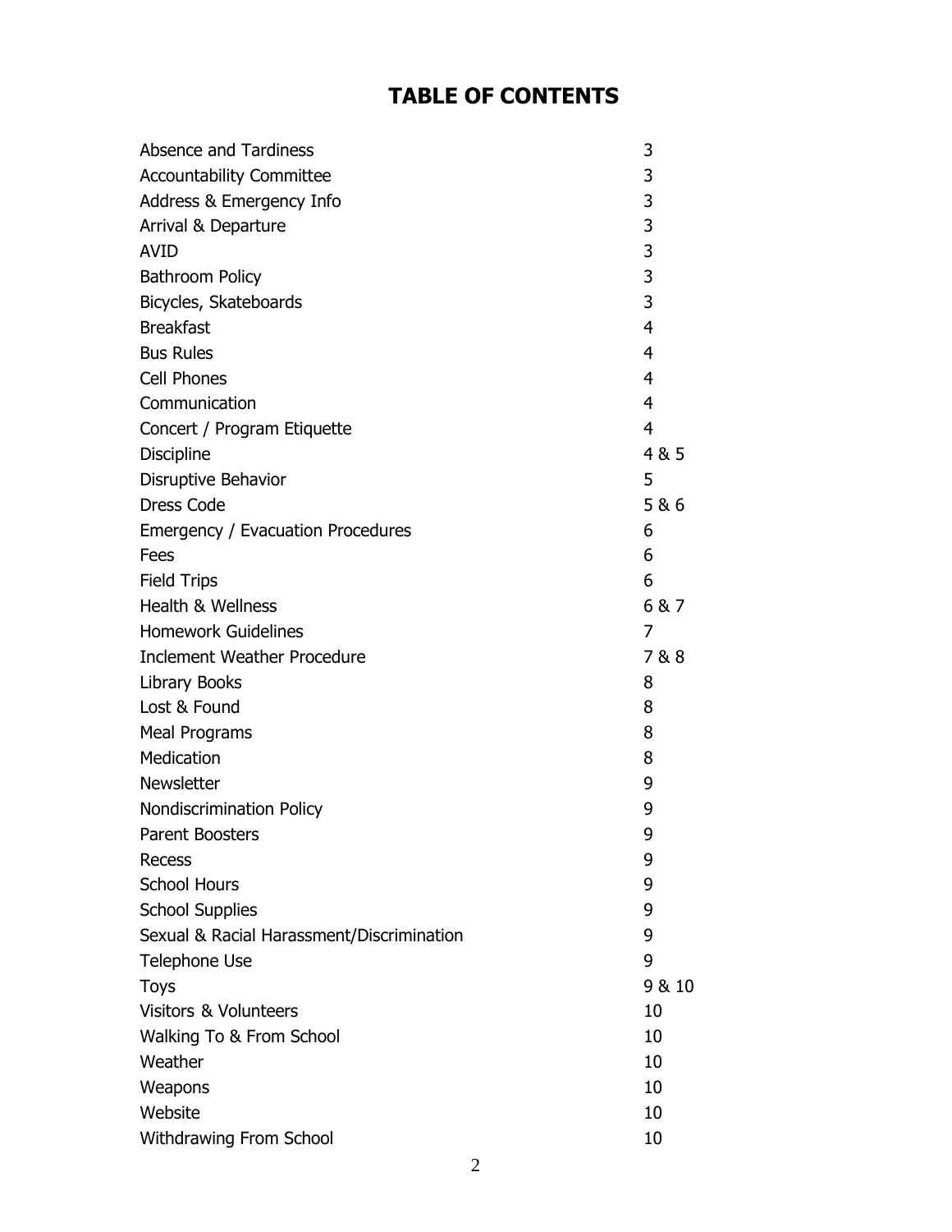# TABLE OF CONTENTS

| | |
|---|---|
| Absence and Tardiness | 3 |
| Accountability Committee | 3 |
| Address & Emergency Info | 3 |
| Arrival & Departure | 3 |
| AVID | 3 |
| Bathroom Policy | 3 |
| Bicycles, Skateboards | 3 |
| Breakfast | 4 |
| Bus Rules | 4 |
| Cell Phones | 4 |
| Communication | 4 |
| Concert / Program Etiquette | 4 |
| Discipline | 4 & 5 |
| Disruptive Behavior | 5 |
| Dress Code | 5 & 6 |
| Emergency / Evacuation Procedures | 6 |
| Fees | 6 |
| Field Trips | 6 |
| Health & Wellness | 6 & 7 |
| Homework Guidelines | 7 |
| Inclement Weather Procedure | 7 & 8 |
| Library Books | 8 |
| Lost & Found | 8 |
| Meal Programs | 8 |
| Medication | 8 |
| Newsletter | 9 |
| Nondiscrimination Policy | 9 |
| Parent Boosters | 9 |
| Recess | 9 |
| School Hours | 9 |
| School Supplies | 9 |
| Sexual & Racial Harassment/Discrimination | 9 |
| Telephone Use | 9 |
| Toys | 9 & 10 |
| Visitors & Volunteers | 10 |
| Walking To & From School | 10 |
| Weather | 10 |
| Weapons | 10 |
| Website | 10 |
| Withdrawing From School | 10 |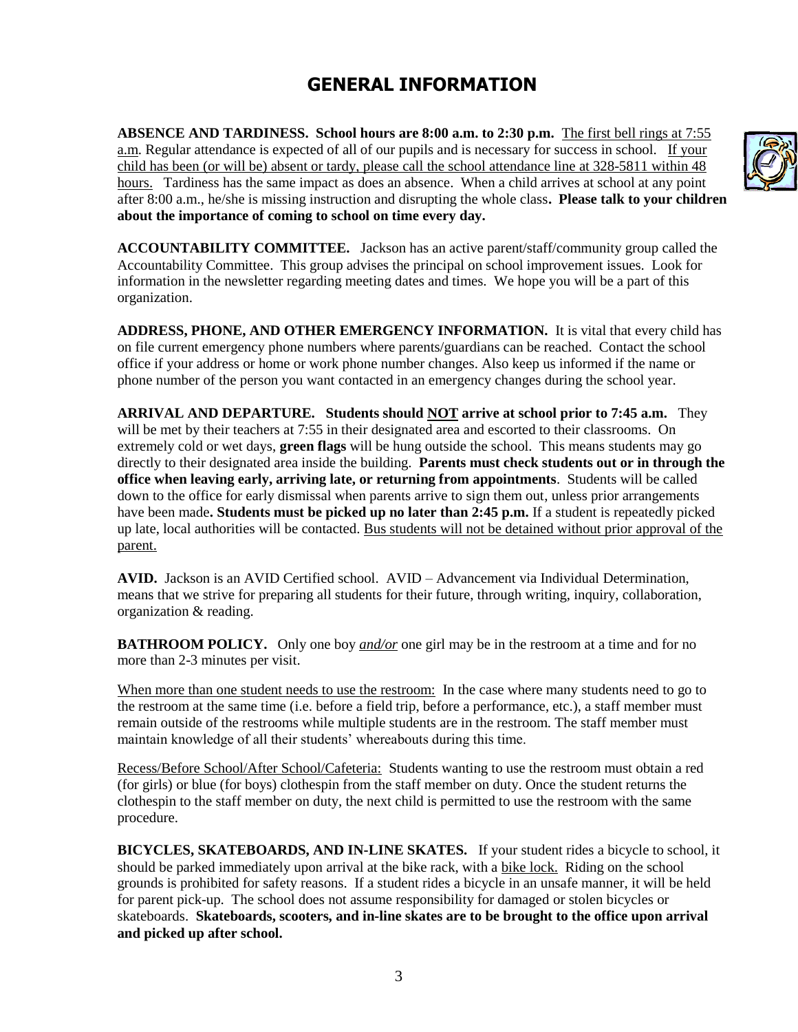# GENERAL INFORMATION

**ABSENCE AND TARDINESS. School hours are 8:00 a.m. to 2:30 p.m.** The first bell rings at 7:55 a.m. Regular attendance is expected of all of our pupils and is necessary for success in school. If your child has been (or will be) absent or tardy, please call the school attendance line at 328-5811 within 48 hours. Tardiness has the same impact as does an absence. When a child arrives at school at any point after 8:00 a.m., he/she is missing instruction and disrupting the whole class**. Please talk to your children about the importance of coming to school on time every day.**

**ACCOUNTABILITY COMMITTEE.** Jackson has an active parent/staff/community group called the Accountability Committee. This group advises the principal on school improvement issues. Look for information in the newsletter regarding meeting dates and times. We hope you will be a part of this organization.

**ADDRESS, PHONE, AND OTHER EMERGENCY INFORMATION.** It is vital that every child has on file current emergency phone numbers where parents/guardians can be reached. Contact the school office if your address or home or work phone number changes. Also keep us informed if the name or phone number of the person you want contacted in an emergency changes during the school year.

**ARRIVAL AND DEPARTURE. Students should NOT arrive at school prior to 7:45 a.m.** They will be met by their teachers at 7:55 in their designated area and escorted to their classrooms. On extremely cold or wet days, **green flags** will be hung outside the school. This means students may go directly to their designated area inside the building. **Parents must check students out or in through the office when leaving early, arriving late, or returning from appointments**. Students will be called down to the office for early dismissal when parents arrive to sign them out, unless prior arrangements have been made**. Students must be picked up no later than 2:45 p.m.** If a student is repeatedly picked up late, local authorities will be contacted. Bus students will not be detained without prior approval of the parent.

**AVID.** Jackson is an AVID Certified school. AVID – Advancement via Individual Determination, means that we strive for preparing all students for their future, through writing, inquiry, collaboration, organization & reading.

**BATHROOM POLICY.** Only one boy ***and/or*** one girl may be in the restroom at a time and for no more than 2-3 minutes per visit.

When more than one student needs to use the restroom: In the case where many students need to go to the restroom at the same time (i.e. before a field trip, before a performance, etc.), a staff member must remain outside of the restrooms while multiple students are in the restroom. The staff member must maintain knowledge of all their students' whereabouts during this time.

Recess/Before School/After School/Cafeteria: Students wanting to use the restroom must obtain a red (for girls) or blue (for boys) clothespin from the staff member on duty. Once the student returns the clothespin to the staff member on duty, the next child is permitted to use the restroom with the same procedure.

**BICYCLES, SKATEBOARDS, AND IN-LINE SKATES.** If your student rides a bicycle to school, it should be parked immediately upon arrival at the bike rack, with a bike lock. Riding on the school grounds is prohibited for safety reasons. If a student rides a bicycle in an unsafe manner, it will be held for parent pick-up. The school does not assume responsibility for damaged or stolen bicycles or skateboards. **Skateboards, scooters, and in-line skates are to be brought to the office upon arrival and picked up after school.**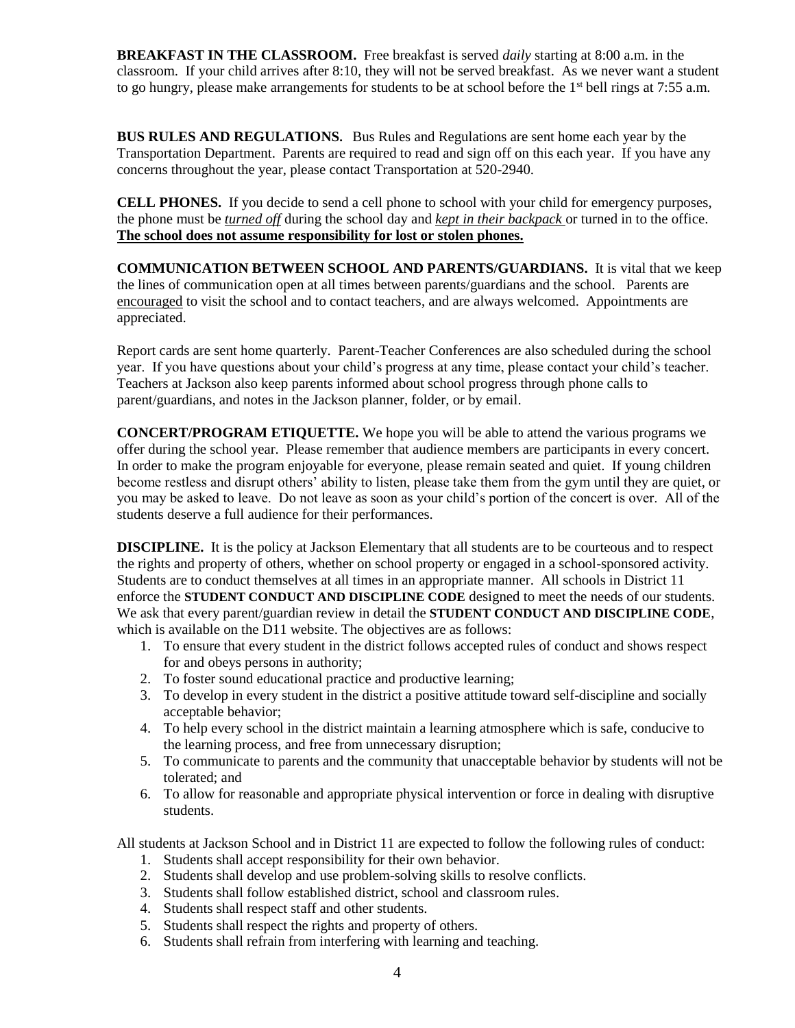**BREAKFAST IN THE CLASSROOM.** Free breakfast is served *daily* starting at 8:00 a.m. in the classroom. If your child arrives after 8:10, they will not be served breakfast. As we never want a student to go hungry, please make arrangements for students to be at school before the 1st bell rings at 7:55 a.m.

**BUS RULES AND REGULATIONS.** Bus Rules and Regulations are sent home each year by the Transportation Department. Parents are required to read and sign off on this each year. If you have any concerns throughout the year, please contact Transportation at 520-2940.

**CELL PHONES.** If you decide to send a cell phone to school with your child for emergency purposes, the phone must be ***turned off*** during the school day and ***kept in their backpack*** or turned in to the office. **The school does not assume responsibility for lost or stolen phones.**

**COMMUNICATION BETWEEN SCHOOL AND PARENTS/GUARDIANS.** It is vital that we keep the lines of communication open at all times between parents/guardians and the school. Parents are encouraged to visit the school and to contact teachers, and are always welcomed. Appointments are appreciated.

Report cards are sent home quarterly. Parent-Teacher Conferences are also scheduled during the school year. If you have questions about your child's progress at any time, please contact your child's teacher. Teachers at Jackson also keep parents informed about school progress through phone calls to parent/guardians, and notes in the Jackson planner, folder, or by email.

**CONCERT/PROGRAM ETIQUETTE.** We hope you will be able to attend the various programs we offer during the school year. Please remember that audience members are participants in every concert. In order to make the program enjoyable for everyone, please remain seated and quiet. If young children become restless and disrupt others' ability to listen, please take them from the gym until they are quiet, or you may be asked to leave. Do not leave as soon as your child's portion of the concert is over. All of the students deserve a full audience for their performances.

**DISCIPLINE.** It is the policy at Jackson Elementary that all students are to be courteous and to respect the rights and property of others, whether on school property or engaged in a school-sponsored activity. Students are to conduct themselves at all times in an appropriate manner. All schools in District 11 enforce the **STUDENT CONDUCT AND DISCIPLINE CODE** designed to meet the needs of our students. We ask that every parent/guardian review in detail the **STUDENT CONDUCT AND DISCIPLINE CODE**, which is available on the D11 website. The objectives are as follows:

1. To ensure that every student in the district follows accepted rules of conduct and shows respect for and obeys persons in authority;
2. To foster sound educational practice and productive learning;
3. To develop in every student in the district a positive attitude toward self-discipline and socially acceptable behavior;
4. To help every school in the district maintain a learning atmosphere which is safe, conducive to the learning process, and free from unnecessary disruption;
5. To communicate to parents and the community that unacceptable behavior by students will not be tolerated; and
6. To allow for reasonable and appropriate physical intervention or force in dealing with disruptive students.

All students at Jackson School and in District 11 are expected to follow the following rules of conduct:

1. Students shall accept responsibility for their own behavior.
2. Students shall develop and use problem-solving skills to resolve conflicts.
3. Students shall follow established district, school and classroom rules.
4. Students shall respect staff and other students.
5. Students shall respect the rights and property of others.
6. Students shall refrain from interfering with learning and teaching.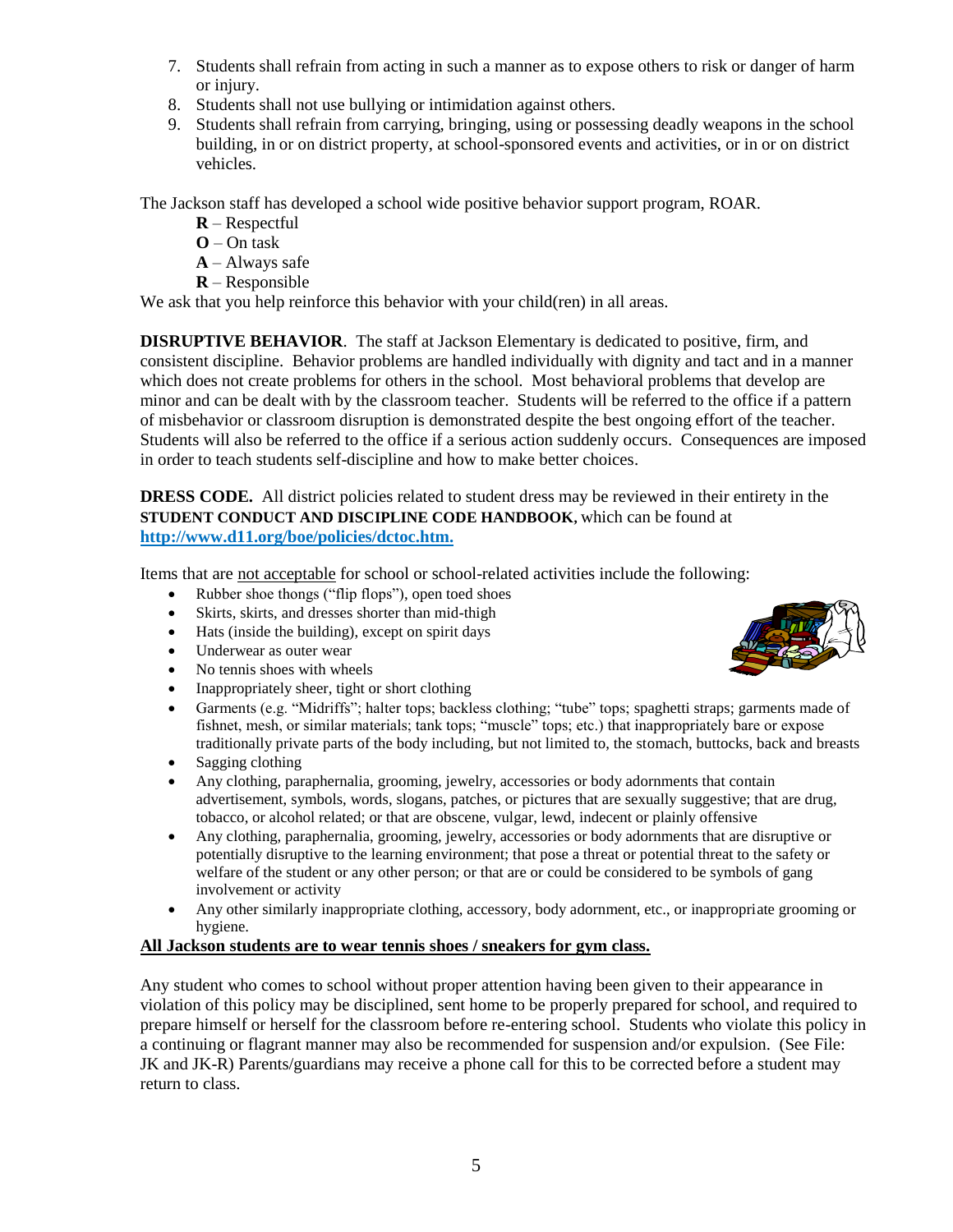7. Students shall refrain from acting in such a manner as to expose others to risk or danger of harm or injury.
8. Students shall not use bullying or intimidation against others.
9. Students shall refrain from carrying, bringing, using or possessing deadly weapons in the school building, in or on district property, at school-sponsored events and activities, or in or on district vehicles.

The Jackson staff has developed a school wide positive behavior support program, ROAR.

**R** – Respectful
**O** – On task
**A** – Always safe
**R** – Responsible

We ask that you help reinforce this behavior with your child(ren) in all areas.

**DISRUPTIVE BEHAVIOR**. The staff at Jackson Elementary is dedicated to positive, firm, and consistent discipline. Behavior problems are handled individually with dignity and tact and in a manner which does not create problems for others in the school. Most behavioral problems that develop are minor and can be dealt with by the classroom teacher. Students will be referred to the office if a pattern of misbehavior or classroom disruption is demonstrated despite the best ongoing effort of the teacher. Students will also be referred to the office if a serious action suddenly occurs. Consequences are imposed in order to teach students self-discipline and how to make better choices.

**DRESS CODE.** All district policies related to student dress may be reviewed in their entirety in the **STUDENT CONDUCT AND DISCIPLINE CODE HANDBOOK**, which can be found at **http://www.d11.org/boe/policies/dctoc.htm.**

Items that are not acceptable for school or school-related activities include the following:

- Rubber shoe thongs ("flip flops"), open toed shoes
- Skirts, skirts, and dresses shorter than mid-thigh
- Hats (inside the building), except on spirit days
- Underwear as outer wear
- No tennis shoes with wheels
- Inappropriately sheer, tight or short clothing
- Garments (e.g. "Midriffs"; halter tops; backless clothing; "tube" tops; spaghetti straps; garments made of fishnet, mesh, or similar materials; tank tops; "muscle" tops; etc.) that inappropriately bare or expose traditionally private parts of the body including, but not limited to, the stomach, buttocks, back and breasts
- Sagging clothing
- Any clothing, paraphernalia, grooming, jewelry, accessories or body adornments that contain advertisement, symbols, words, slogans, patches, or pictures that are sexually suggestive; that are drug, tobacco, or alcohol related; or that are obscene, vulgar, lewd, indecent or plainly offensive
- Any clothing, paraphernalia, grooming, jewelry, accessories or body adornments that are disruptive or potentially disruptive to the learning environment; that pose a threat or potential threat to the safety or welfare of the student or any other person; or that are or could be considered to be symbols of gang involvement or activity
- Any other similarly inappropriate clothing, accessory, body adornment, etc., or inappropriate grooming or hygiene.

**All Jackson students are to wear tennis shoes / sneakers for gym class.**

Any student who comes to school without proper attention having been given to their appearance in violation of this policy may be disciplined, sent home to be properly prepared for school, and required to prepare himself or herself for the classroom before re-entering school. Students who violate this policy in a continuing or flagrant manner may also be recommended for suspension and/or expulsion. (See File: JK and JK-R) Parents/guardians may receive a phone call for this to be corrected before a student may return to class.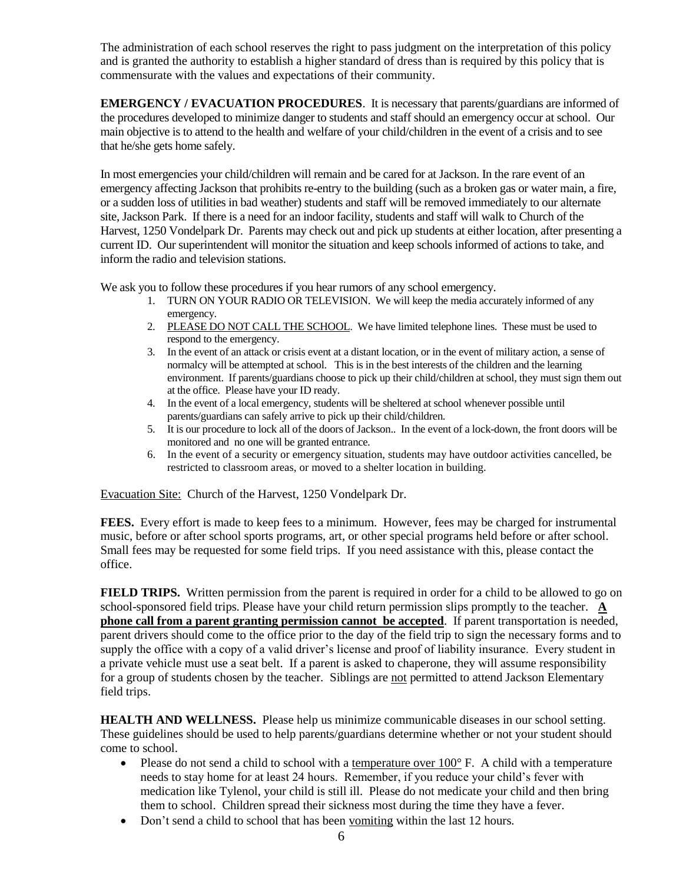The administration of each school reserves the right to pass judgment on the interpretation of this policy and is granted the authority to establish a higher standard of dress than is required by this policy that is commensurate with the values and expectations of their community.

**EMERGENCY / EVACUATION PROCEDURES**. It is necessary that parents/guardians are informed of the procedures developed to minimize danger to students and staff should an emergency occur at school. Our main objective is to attend to the health and welfare of your child/children in the event of a crisis and to see that he/she gets home safely.

In most emergencies your child/children will remain and be cared for at Jackson. In the rare event of an emergency affecting Jackson that prohibits re-entry to the building (such as a broken gas or water main, a fire, or a sudden loss of utilities in bad weather) students and staff will be removed immediately to our alternate site, Jackson Park. If there is a need for an indoor facility, students and staff will walk to Church of the Harvest, 1250 Vondelpark Dr. Parents may check out and pick up students at either location, after presenting a current ID. Our superintendent will monitor the situation and keep schools informed of actions to take, and inform the radio and television stations.

We ask you to follow these procedures if you hear rumors of any school emergency.

1. TURN ON YOUR RADIO OR TELEVISION. We will keep the media accurately informed of any emergency.
2. <u>PLEASE DO NOT CALL THE SCHOOL</u>. We have limited telephone lines. These must be used to respond to the emergency.
3. In the event of an attack or crisis event at a distant location, or in the event of military action, a sense of normalcy will be attempted at school. This is in the best interests of the children and the learning environment. If parents/guardians choose to pick up their child/children at school, they must sign them out at the office. Please have your ID ready.
4. In the event of a local emergency, students will be sheltered at school whenever possible until parents/guardians can safely arrive to pick up their child/children.
5. It is our procedure to lock all of the doors of Jackson.. In the event of a lock-down, the front doors will be monitored and no one will be granted entrance.
6. In the event of a security or emergency situation, students may have outdoor activities cancelled, be restricted to classroom areas, or moved to a shelter location in building.

<u>Evacuation Site:</u> Church of the Harvest, 1250 Vondelpark Dr.

**FEES.** Every effort is made to keep fees to a minimum. However, fees may be charged for instrumental music, before or after school sports programs, art, or other special programs held before or after school. Small fees may be requested for some field trips. If you need assistance with this, please contact the office.

**FIELD TRIPS.** Written permission from the parent is required in order for a child to be allowed to go on school-sponsored field trips. Please have your child return permission slips promptly to the teacher. **<u>A phone call from a parent granting permission cannot be accepted</u>**. If parent transportation is needed, parent drivers should come to the office prior to the day of the field trip to sign the necessary forms and to supply the office with a copy of a valid driver's license and proof of liability insurance. Every student in a private vehicle must use a seat belt. If a parent is asked to chaperone, they will assume responsibility for a group of students chosen by the teacher. Siblings are <u>not</u> permitted to attend Jackson Elementary field trips.

**HEALTH AND WELLNESS.** Please help us minimize communicable diseases in our school setting. These guidelines should be used to help parents/guardians determine whether or not your student should come to school.

- Please do not send a child to school with a <u>temperature over 100° F</u>. A child with a temperature needs to stay home for at least 24 hours. Remember, if you reduce your child's fever with medication like Tylenol, your child is still ill. Please do not medicate your child and then bring them to school. Children spread their sickness most during the time they have a fever.
- Don't send a child to school that has been <u>vomiting</u> within the last 12 hours.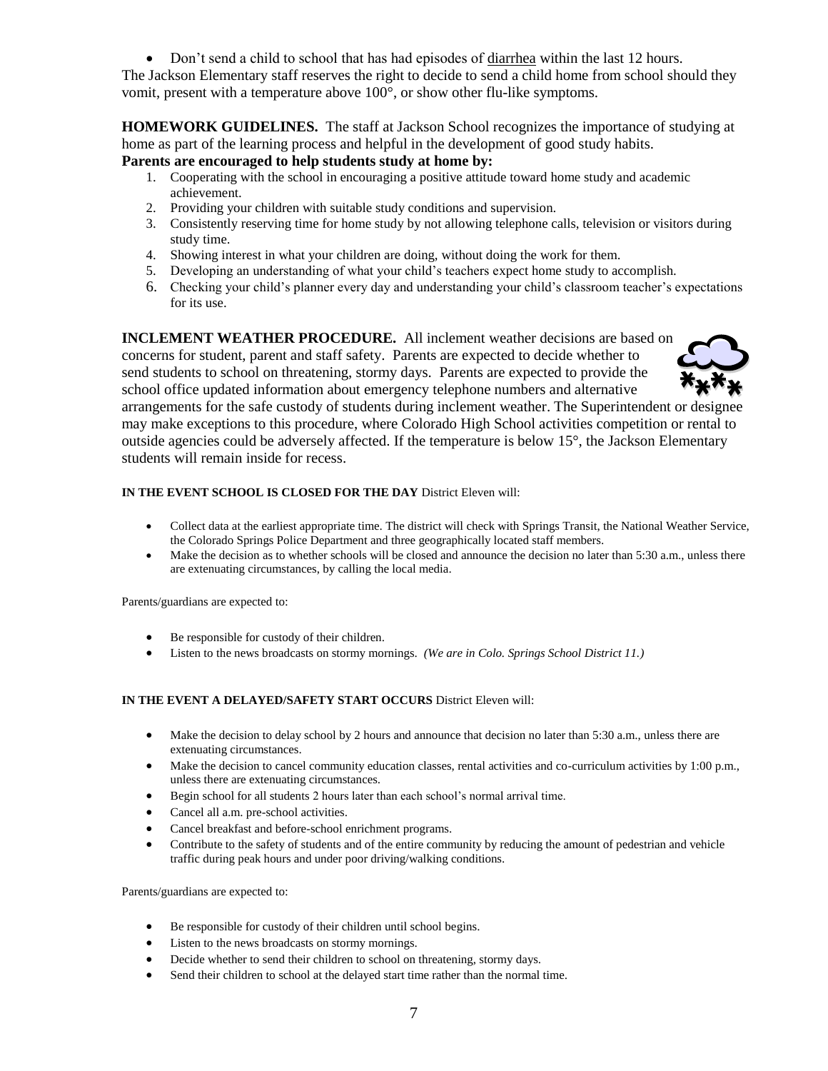- Don't send a child to school that has had episodes of diarrhea within the last 12 hours.

The Jackson Elementary staff reserves the right to decide to send a child home from school should they vomit, present with a temperature above 100°, or show other flu-like symptoms.

**HOMEWORK GUIDELINES.** The staff at Jackson School recognizes the importance of studying at home as part of the learning process and helpful in the development of good study habits.

**Parents are encouraged to help students study at home by:**

1. Cooperating with the school in encouraging a positive attitude toward home study and academic achievement.
2. Providing your children with suitable study conditions and supervision.
3. Consistently reserving time for home study by not allowing telephone calls, television or visitors during study time.
4. Showing interest in what your children are doing, without doing the work for them.
5. Developing an understanding of what your child's teachers expect home study to accomplish.
6. Checking your child's planner every day and understanding your child's classroom teacher's expectations for its use.

**INCLEMENT WEATHER PROCEDURE.** All inclement weather decisions are based on concerns for student, parent and staff safety. Parents are expected to decide whether to send students to school on threatening, stormy days. Parents are expected to provide the school office updated information about emergency telephone numbers and alternative arrangements for the safe custody of students during inclement weather. The Superintendent or designee may make exceptions to this procedure, where Colorado High School activities competition or rental to outside agencies could be adversely affected. If the temperature is below 15°, the Jackson Elementary students will remain inside for recess.

**IN THE EVENT SCHOOL IS CLOSED FOR THE DAY** District Eleven will:

- Collect data at the earliest appropriate time. The district will check with Springs Transit, the National Weather Service, the Colorado Springs Police Department and three geographically located staff members.
- Make the decision as to whether schools will be closed and announce the decision no later than 5:30 a.m., unless there are extenuating circumstances, by calling the local media.

Parents/guardians are expected to:

- Be responsible for custody of their children.
- Listen to the news broadcasts on stormy mornings. *(We are in Colo. Springs School District 11.)*

**IN THE EVENT A DELAYED/SAFETY START OCCURS** District Eleven will:

- Make the decision to delay school by 2 hours and announce that decision no later than 5:30 a.m., unless there are extenuating circumstances.
- Make the decision to cancel community education classes, rental activities and co-curriculum activities by 1:00 p.m., unless there are extenuating circumstances.
- Begin school for all students 2 hours later than each school's normal arrival time.
- Cancel all a.m. pre-school activities.
- Cancel breakfast and before-school enrichment programs.
- Contribute to the safety of students and of the entire community by reducing the amount of pedestrian and vehicle traffic during peak hours and under poor driving/walking conditions.

Parents/guardians are expected to:

- Be responsible for custody of their children until school begins.
- Listen to the news broadcasts on stormy mornings.
- Decide whether to send their children to school on threatening, stormy days.
- Send their children to school at the delayed start time rather than the normal time.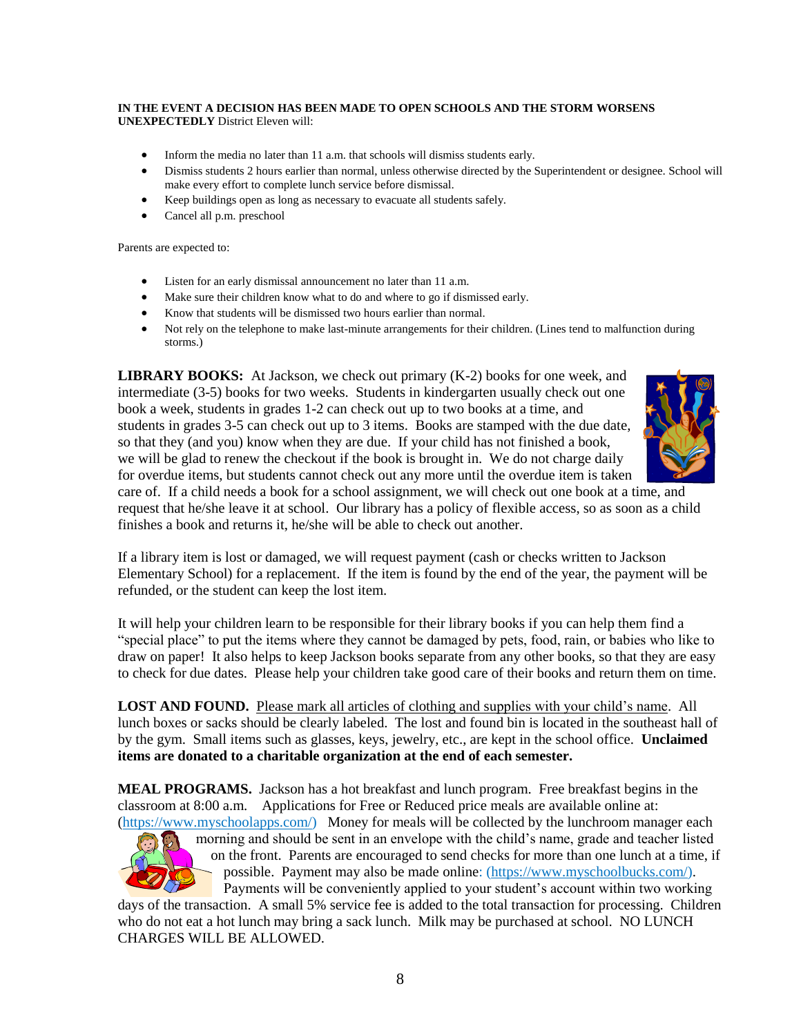**IN THE EVENT A DECISION HAS BEEN MADE TO OPEN SCHOOLS AND THE STORM WORSENS UNEXPECTEDLY** District Eleven will:

- Inform the media no later than 11 a.m. that schools will dismiss students early.
- Dismiss students 2 hours earlier than normal, unless otherwise directed by the Superintendent or designee. School will make every effort to complete lunch service before dismissal.
- Keep buildings open as long as necessary to evacuate all students safely.
- Cancel all p.m. preschool

Parents are expected to:

- Listen for an early dismissal announcement no later than 11 a.m.
- Make sure their children know what to do and where to go if dismissed early.
- Know that students will be dismissed two hours earlier than normal.
- Not rely on the telephone to make last-minute arrangements for their children. (Lines tend to malfunction during storms.)

**LIBRARY BOOKS:** At Jackson, we check out primary (K-2) books for one week, and intermediate (3-5) books for two weeks. Students in kindergarten usually check out one book a week, students in grades 1-2 can check out up to two books at a time, and students in grades 3-5 can check out up to 3 items. Books are stamped with the due date, so that they (and you) know when they are due. If your child has not finished a book, we will be glad to renew the checkout if the book is brought in. We do not charge daily for overdue items, but students cannot check out any more until the overdue item is taken care of. If a child needs a book for a school assignment, we will check out one book at a time, and request that he/she leave it at school. Our library has a policy of flexible access, so as soon as a child finishes a book and returns it, he/she will be able to check out another.

If a library item is lost or damaged, we will request payment (cash or checks written to Jackson Elementary School) for a replacement. If the item is found by the end of the year, the payment will be refunded, or the student can keep the lost item.

It will help your children learn to be responsible for their library books if you can help them find a "special place" to put the items where they cannot be damaged by pets, food, rain, or babies who like to draw on paper! It also helps to keep Jackson books separate from any other books, so that they are easy to check for due dates. Please help your children take good care of their books and return them on time.

**LOST AND FOUND.** Please mark all articles of clothing and supplies with your child's name. All lunch boxes or sacks should be clearly labeled. The lost and found bin is located in the southeast hall of by the gym. Small items such as glasses, keys, jewelry, etc., are kept in the school office. **Unclaimed items are donated to a charitable organization at the end of each semester.**

**MEAL PROGRAMS.** Jackson has a hot breakfast and lunch program. Free breakfast begins in the classroom at 8:00 a.m. Applications for Free or Reduced price meals are available online at: (https://www.myschoolapps.com/) Money for meals will be collected by the lunchroom manager each morning and should be sent in an envelope with the child's name, grade and teacher listed on the front. Parents are encouraged to send checks for more than one lunch at a time, if possible. Payment may also be made online: (https://www.myschoolbucks.com/). Payments will be conveniently applied to your student's account within two working days of the transaction. A small 5% service fee is added to the total transaction for processing. Children who do not eat a hot lunch may bring a sack lunch. Milk may be purchased at school. NO LUNCH CHARGES WILL BE ALLOWED.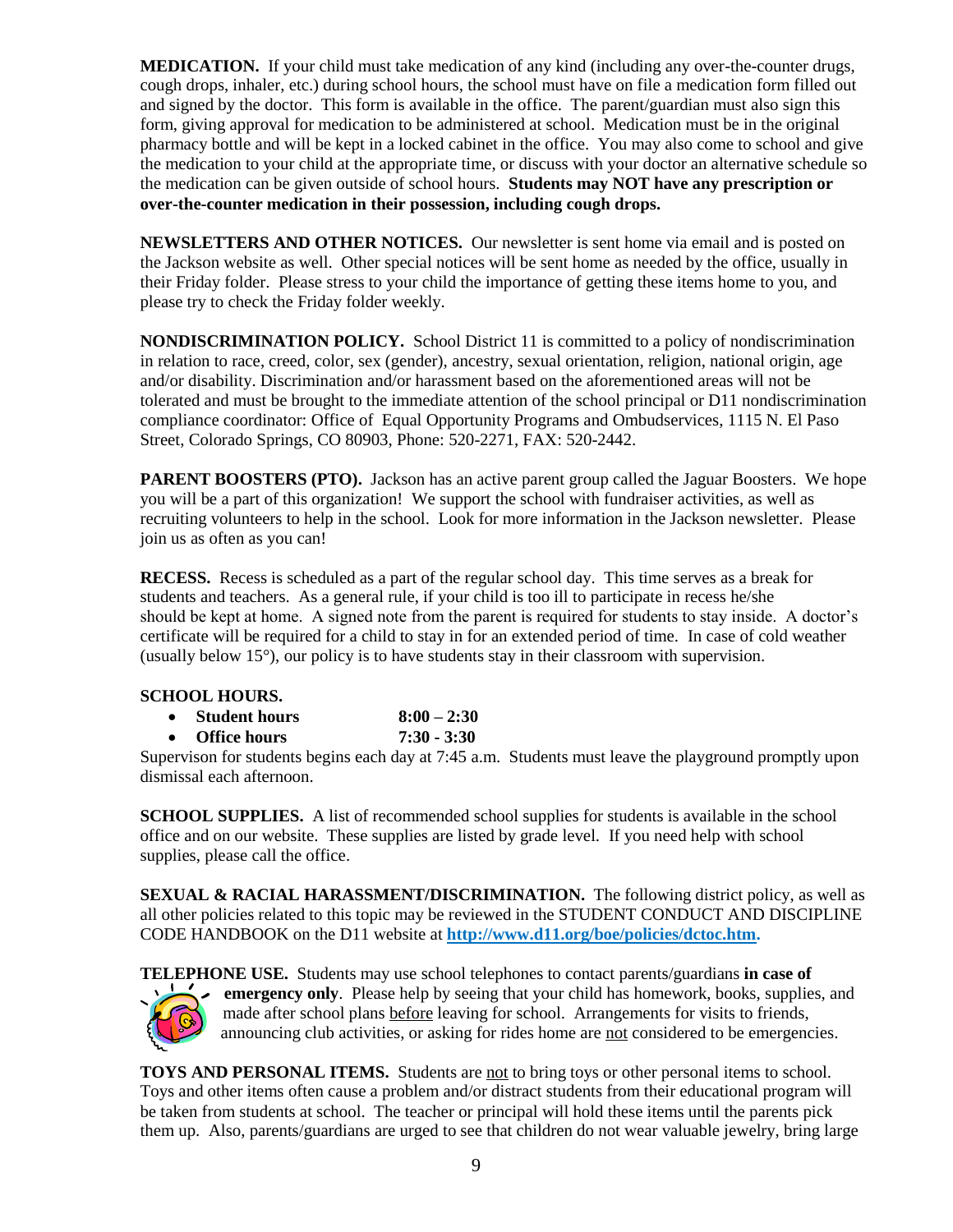**MEDICATION.** If your child must take medication of any kind (including any over-the-counter drugs, cough drops, inhaler, etc.) during school hours, the school must have on file a medication form filled out and signed by the doctor. This form is available in the office. The parent/guardian must also sign this form, giving approval for medication to be administered at school. Medication must be in the original pharmacy bottle and will be kept in a locked cabinet in the office. You may also come to school and give the medication to your child at the appropriate time, or discuss with your doctor an alternative schedule so the medication can be given outside of school hours. **Students may NOT have any prescription or over-the-counter medication in their possession, including cough drops.**

**NEWSLETTERS AND OTHER NOTICES.** Our newsletter is sent home via email and is posted on the Jackson website as well. Other special notices will be sent home as needed by the office, usually in their Friday folder. Please stress to your child the importance of getting these items home to you, and please try to check the Friday folder weekly.

**NONDISCRIMINATION POLICY.** School District 11 is committed to a policy of nondiscrimination in relation to race, creed, color, sex (gender), ancestry, sexual orientation, religion, national origin, age and/or disability. Discrimination and/or harassment based on the aforementioned areas will not be tolerated and must be brought to the immediate attention of the school principal or D11 nondiscrimination compliance coordinator: Office of Equal Opportunity Programs and Ombudservices, 1115 N. El Paso Street, Colorado Springs, CO 80903, Phone: 520-2271, FAX: 520-2442.

**PARENT BOOSTERS (PTO).** Jackson has an active parent group called the Jaguar Boosters. We hope you will be a part of this organization! We support the school with fundraiser activities, as well as recruiting volunteers to help in the school. Look for more information in the Jackson newsletter. Please join us as often as you can!

**RECESS.** Recess is scheduled as a part of the regular school day. This time serves as a break for students and teachers. As a general rule, if your child is too ill to participate in recess he/she should be kept at home. A signed note from the parent is required for students to stay inside. A doctor's certificate will be required for a child to stay in for an extended period of time. In case of cold weather (usually below 15°), our policy is to have students stay in their classroom with supervision.

**SCHOOL HOURS.**

- **Student hours** **8:00 – 2:30**
- **Office hours** **7:30 - 3:30**

Supervison for students begins each day at 7:45 a.m. Students must leave the playground promptly upon dismissal each afternoon.

**SCHOOL SUPPLIES.** A list of recommended school supplies for students is available in the school office and on our website. These supplies are listed by grade level. If you need help with school supplies, please call the office.

**SEXUAL & RACIAL HARASSMENT/DISCRIMINATION.** The following district policy, as well as all other policies related to this topic may be reviewed in the STUDENT CONDUCT AND DISCIPLINE CODE HANDBOOK on the D11 website at **http://www.d11.org/boe/policies/dctoc.htm.**

**TELEPHONE USE.** Students may use school telephones to contact parents/guardians **in case of emergency only**. Please help by seeing that your child has homework, books, supplies, and made after school plans before leaving for school. Arrangements for visits to friends, announcing club activities, or asking for rides home are not considered to be emergencies.

**TOYS AND PERSONAL ITEMS.** Students are not to bring toys or other personal items to school. Toys and other items often cause a problem and/or distract students from their educational program will be taken from students at school. The teacher or principal will hold these items until the parents pick them up. Also, parents/guardians are urged to see that children do not wear valuable jewelry, bring large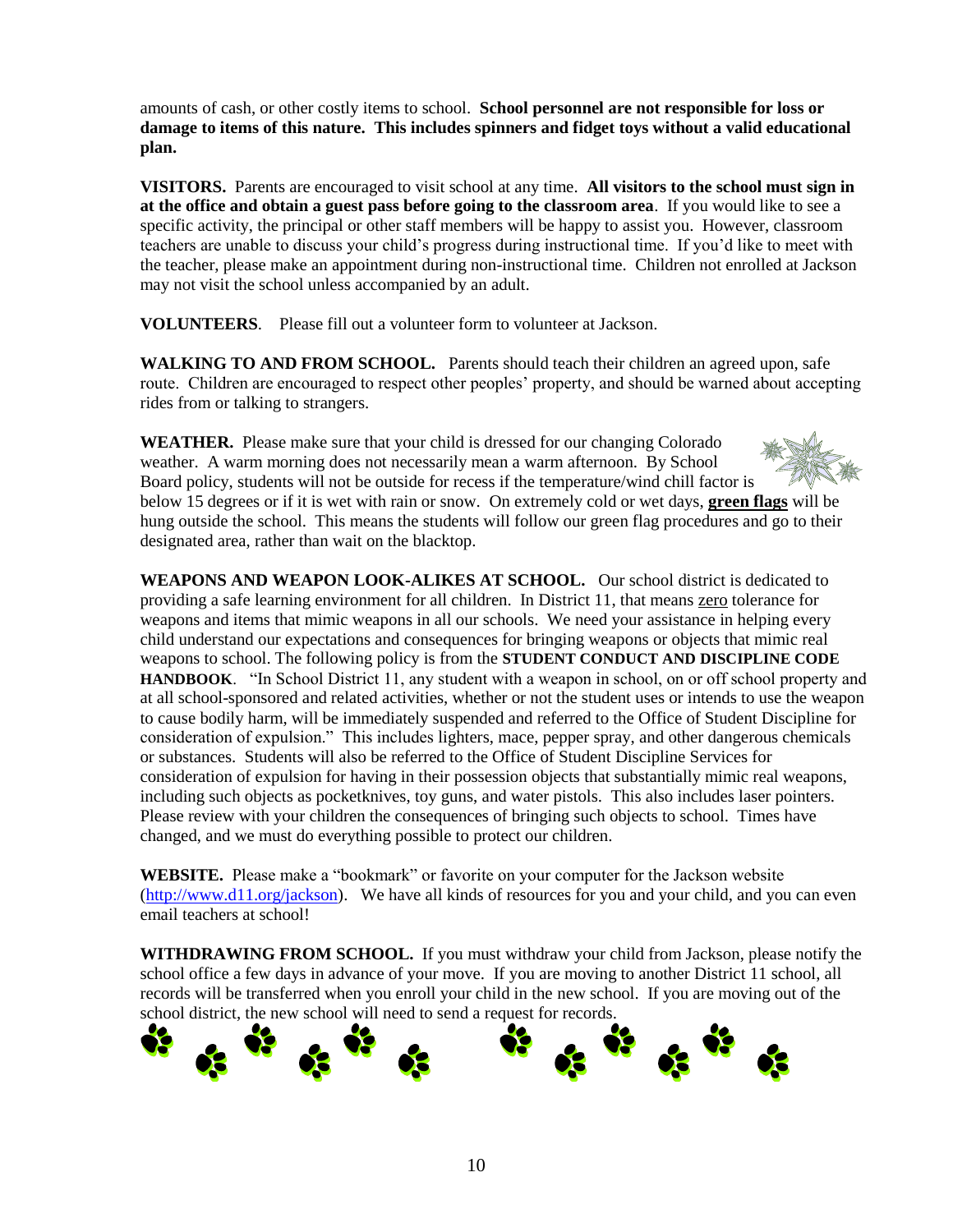amounts of cash, or other costly items to school. **School personnel are not responsible for loss or damage to items of this nature. This includes spinners and fidget toys without a valid educational plan.**

**VISITORS.** Parents are encouraged to visit school at any time. **All visitors to the school must sign in at the office and obtain a guest pass before going to the classroom area**. If you would like to see a specific activity, the principal or other staff members will be happy to assist you. However, classroom teachers are unable to discuss your child's progress during instructional time. If you'd like to meet with the teacher, please make an appointment during non-instructional time. Children not enrolled at Jackson may not visit the school unless accompanied by an adult.

**VOLUNTEERS**. Please fill out a volunteer form to volunteer at Jackson.

**WALKING TO AND FROM SCHOOL.** Parents should teach their children an agreed upon, safe route. Children are encouraged to respect other peoples' property, and should be warned about accepting rides from or talking to strangers.

**WEATHER.** Please make sure that your child is dressed for our changing Colorado weather. A warm morning does not necessarily mean a warm afternoon. By School Board policy, students will not be outside for recess if the temperature/wind chill factor is below 15 degrees or if it is wet with rain or snow. On extremely cold or wet days, **green flags** will be hung outside the school. This means the students will follow our green flag procedures and go to their designated area, rather than wait on the blacktop.

**WEAPONS AND WEAPON LOOK-ALIKES AT SCHOOL.** Our school district is dedicated to providing a safe learning environment for all children. In District 11, that means zero tolerance for weapons and items that mimic weapons in all our schools. We need your assistance in helping every child understand our expectations and consequences for bringing weapons or objects that mimic real weapons to school. The following policy is from the **STUDENT CONDUCT AND DISCIPLINE CODE HANDBOOK**. "In School District 11, any student with a weapon in school, on or off school property and at all school-sponsored and related activities, whether or not the student uses or intends to use the weapon to cause bodily harm, will be immediately suspended and referred to the Office of Student Discipline for consideration of expulsion." This includes lighters, mace, pepper spray, and other dangerous chemicals or substances. Students will also be referred to the Office of Student Discipline Services for consideration of expulsion for having in their possession objects that substantially mimic real weapons, including such objects as pocketknives, toy guns, and water pistols. This also includes laser pointers. Please review with your children the consequences of bringing such objects to school. Times have changed, and we must do everything possible to protect our children.

**WEBSITE.** Please make a "bookmark" or favorite on your computer for the Jackson website (http://www.d11.org/jackson). We have all kinds of resources for you and your child, and you can even email teachers at school!

**WITHDRAWING FROM SCHOOL.** If you must withdraw your child from Jackson, please notify the school office a few days in advance of your move. If you are moving to another District 11 school, all records will be transferred when you enroll your child in the new school. If you are moving out of the school district, the new school will need to send a request for records.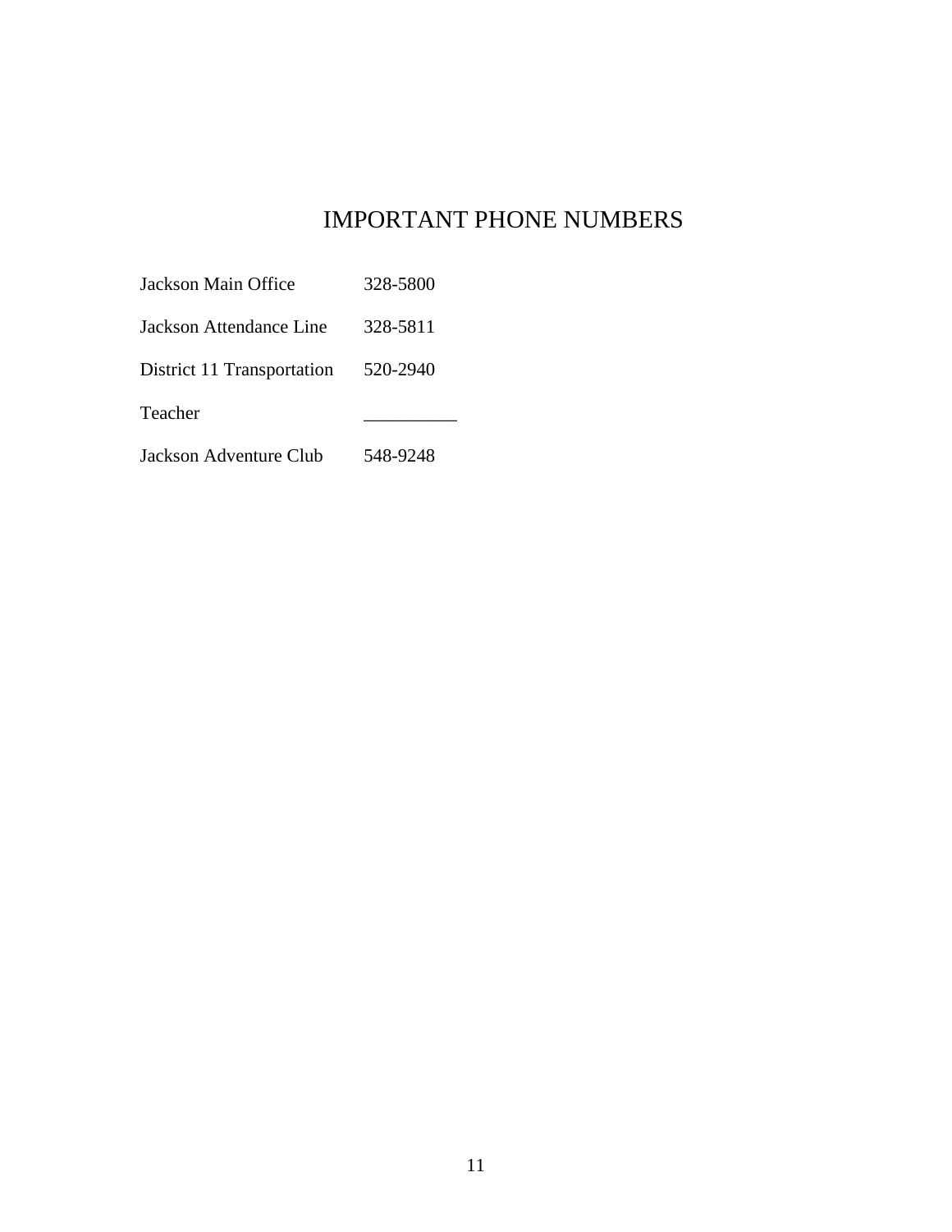# IMPORTANT PHONE NUMBERS

| | |
|---|---|
| Jackson Main Office | 328-5800 |
| Jackson Attendance Line | 328-5811 |
| District 11 Transportation | 520-2940 |
| Teacher | __________ |
| Jackson Adventure Club | 548-9248 |